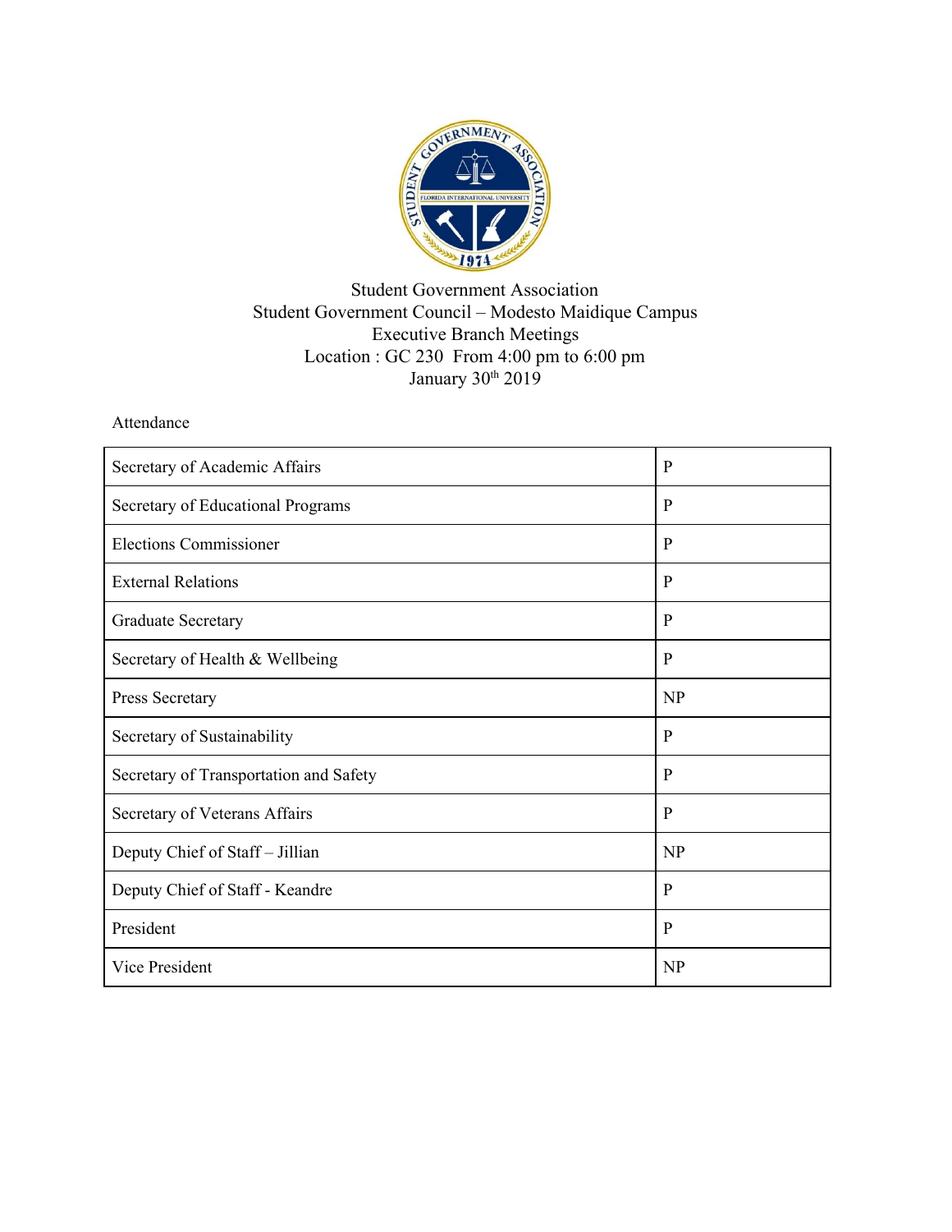Student Government Association
Student Government Council – Modesto Maidique Campus
Executive Branch Meetings
Location : GC 230 From 4:00 pm to 6:00 pm
January 30th 2019

Attendance

| | |
|---|---|
| Secretary of Academic Affairs | P |
| Secretary of Educational Programs | P |
| Elections Commissioner | P |
| External Relations | P |
| Graduate Secretary | P |
| Secretary of Health & Wellbeing | P |
| Press Secretary | NP |
| Secretary of Sustainability | P |
| Secretary of Transportation and Safety | P |
| Secretary of Veterans Affairs | P |
| Deputy Chief of Staff – Jillian | NP |
| Deputy Chief of Staff - Keandre | P |
| President | P |
| Vice President | NP |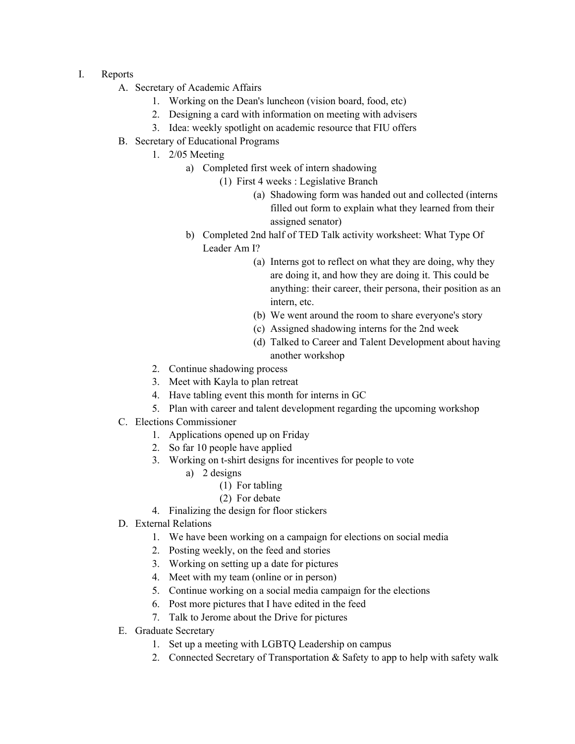I. Reports
   - A. Secretary of Academic Affairs
     1. Working on the Dean's luncheon (vision board, food, etc)
     2. Designing a card with information on meeting with advisers
     3. Idea: weekly spotlight on academic resource that FIU offers
   - B. Secretary of Educational Programs
     1. 2/05 Meeting
        - a) Completed first week of intern shadowing
          - (1) First 4 weeks : Legislative Branch
            - (a) Shadowing form was handed out and collected (interns filled out form to explain what they learned from their assigned senator)
        - b) Completed 2nd half of TED Talk activity worksheet: What Type Of Leader Am I?
          - (a) Interns got to reflect on what they are doing, why they are doing it, and how they are doing it. This could be anything: their career, their persona, their position as an intern, etc.
          - (b) We went around the room to share everyone's story
          - (c) Assigned shadowing interns for the 2nd week
          - (d) Talked to Career and Talent Development about having another workshop
     2. Continue shadowing process
     3. Meet with Kayla to plan retreat
     4. Have tabling event this month for interns in GC
     5. Plan with career and talent development regarding the upcoming workshop
   - C. Elections Commissioner
     1. Applications opened up on Friday
     2. So far 10 people have applied
     3. Working on t-shirt designs for incentives for people to vote
        - a) 2 designs
          - (1) For tabling
          - (2) For debate
     4. Finalizing the design for floor stickers
   - D. External Relations
     1. We have been working on a campaign for elections on social media
     2. Posting weekly, on the feed and stories
     3. Working on setting up a date for pictures
     4. Meet with my team (online or in person)
     5. Continue working on a social media campaign for the elections
     6. Post more pictures that I have edited in the feed
     7. Talk to Jerome about the Drive for pictures
   - E. Graduate Secretary
     1. Set up a meeting with LGBTQ Leadership on campus
     2. Connected Secretary of Transportation & Safety to app to help with safety walk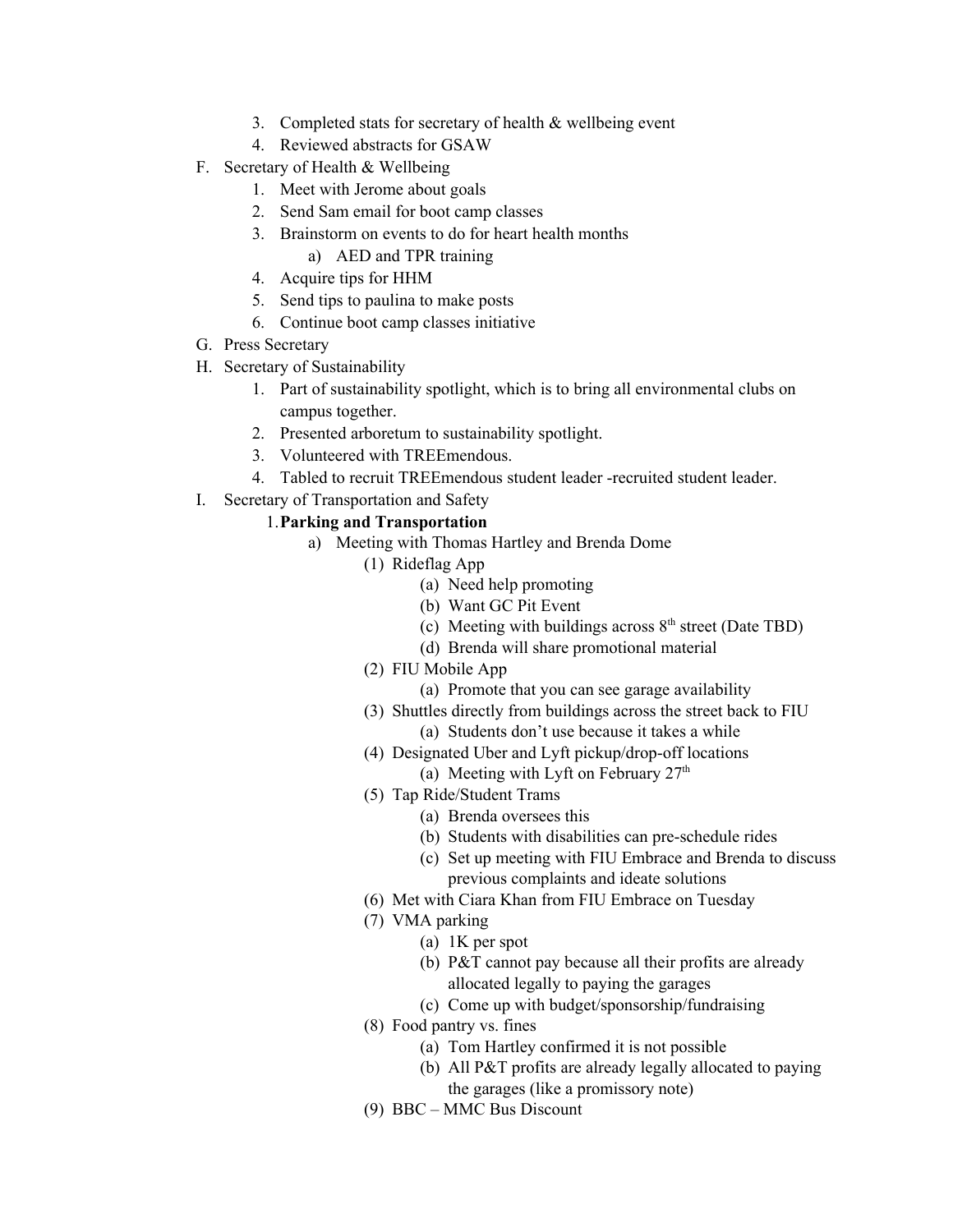3. Completed stats for secretary of health & wellbeing event
4. Reviewed abstracts for GSAW

F. Secretary of Health & Wellbeing
   1. Meet with Jerome about goals
   2. Send Sam email for boot camp classes
   3. Brainstorm on events to do for heart health months
      a) AED and TPR training
   4. Acquire tips for HHM
   5. Send tips to paulina to make posts
   6. Continue boot camp classes initiative

G. Press Secretary

H. Secretary of Sustainability
   1. Part of sustainability spotlight, which is to bring all environmental clubs on campus together.
   2. Presented arboretum to sustainability spotlight.
   3. Volunteered with TREEmendous.
   4. Tabled to recruit TREEmendous student leader -recruited student leader.

I. Secretary of Transportation and Safety
   1. **Parking and Transportation**
      a) Meeting with Thomas Hartley and Brenda Dome
         (1) Rideflag App
            (a) Need help promoting
            (b) Want GC Pit Event
            (c) Meeting with buildings across 8th street (Date TBD)
            (d) Brenda will share promotional material
         (2) FIU Mobile App
            (a) Promote that you can see garage availability
         (3) Shuttles directly from buildings across the street back to FIU
            (a) Students don't use because it takes a while
         (4) Designated Uber and Lyft pickup/drop-off locations
            (a) Meeting with Lyft on February 27th
         (5) Tap Ride/Student Trams
            (a) Brenda oversees this
            (b) Students with disabilities can pre-schedule rides
            (c) Set up meeting with FIU Embrace and Brenda to discuss previous complaints and ideate solutions
         (6) Met with Ciara Khan from FIU Embrace on Tuesday
         (7) VMA parking
            (a) 1K per spot
            (b) P&T cannot pay because all their profits are already allocated legally to paying the garages
            (c) Come up with budget/sponsorship/fundraising
         (8) Food pantry vs. fines
            (a) Tom Hartley confirmed it is not possible
            (b) All P&T profits are already legally allocated to paying the garages (like a promissory note)
         (9) BBC – MMC Bus Discount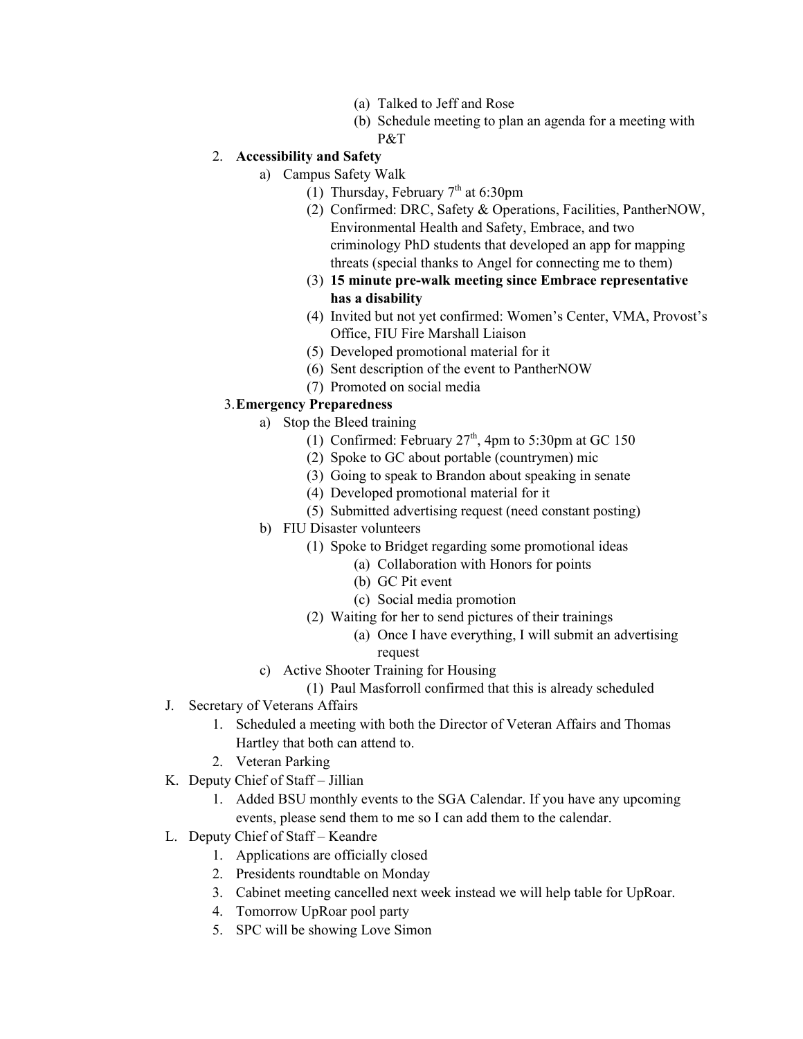(a) Talked to Jeff and Rose
        (b) Schedule meeting to plan an agenda for a meeting with P&T

2. **Accessibility and Safety**
    a) Campus Safety Walk
        (1) Thursday, February 7th at 6:30pm
        (2) Confirmed: DRC, Safety & Operations, Facilities, PantherNOW, Environmental Health and Safety, Embrace, and two criminology PhD students that developed an app for mapping threats (special thanks to Angel for connecting me to them)
        (3) **15 minute pre-walk meeting since Embrace representative has a disability**
        (4) Invited but not yet confirmed: Women's Center, VMA, Provost's Office, FIU Fire Marshall Liaison
        (5) Developed promotional material for it
        (6) Sent description of the event to PantherNOW
        (7) Promoted on social media

3. **Emergency Preparedness**
    a) Stop the Bleed training
        (1) Confirmed: February 27th, 4pm to 5:30pm at GC 150
        (2) Spoke to GC about portable (countrymen) mic
        (3) Going to speak to Brandon about speaking in senate
        (4) Developed promotional material for it
        (5) Submitted advertising request (need constant posting)
    b) FIU Disaster volunteers
        (1) Spoke to Bridget regarding some promotional ideas
            (a) Collaboration with Honors for points
            (b) GC Pit event
            (c) Social media promotion
        (2) Waiting for her to send pictures of their trainings
            (a) Once I have everything, I will submit an advertising request
    c) Active Shooter Training for Housing
        (1) Paul Masforroll confirmed that this is already scheduled

J. Secretary of Veterans Affairs
1. Scheduled a meeting with both the Director of Veteran Affairs and Thomas Hartley that both can attend to.
2. Veteran Parking

K. Deputy Chief of Staff – Jillian
1. Added BSU monthly events to the SGA Calendar. If you have any upcoming events, please send them to me so I can add them to the calendar.

L. Deputy Chief of Staff – Keandre
1. Applications are officially closed
2. Presidents roundtable on Monday
3. Cabinet meeting cancelled next week instead we will help table for UpRoar.
4. Tomorrow UpRoar pool party
5. SPC will be showing Love Simon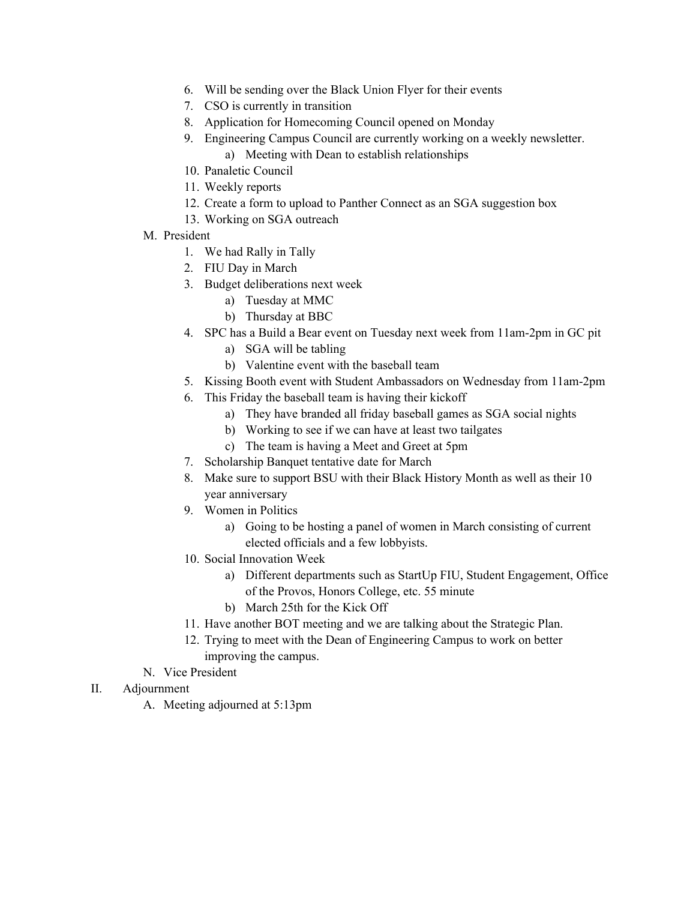6. Will be sending over the Black Union Flyer for their events
7. CSO is currently in transition
8. Application for Homecoming Council opened on Monday
9. Engineering Campus Council are currently working on a weekly newsletter.
    a) Meeting with Dean to establish relationships
10. Panaletic Council
11. Weekly reports
12. Create a form to upload to Panther Connect as an SGA suggestion box
13. Working on SGA outreach

M. President
1. We had Rally in Tally
2. FIU Day in March
3. Budget deliberations next week
    a) Tuesday at MMC
    b) Thursday at BBC
4. SPC has a Build a Bear event on Tuesday next week from 11am-2pm in GC pit
    a) SGA will be tabling
    b) Valentine event with the baseball team
5. Kissing Booth event with Student Ambassadors on Wednesday from 11am-2pm
6. This Friday the baseball team is having their kickoff
    a) They have branded all friday baseball games as SGA social nights
    b) Working to see if we can have at least two tailgates
    c) The team is having a Meet and Greet at 5pm
7. Scholarship Banquet tentative date for March
8. Make sure to support BSU with their Black History Month as well as their 10 year anniversary
9. Women in Politics
    a) Going to be hosting a panel of women in March consisting of current elected officials and a few lobbyists.
10. Social Innovation Week
    a) Different departments such as StartUp FIU, Student Engagement, Office of the Provos, Honors College, etc. 55 minute
    b) March 25th for the Kick Off
11. Have another BOT meeting and we are talking about the Strategic Plan.
12. Trying to meet with the Dean of Engineering Campus to work on better improving the campus.

N. Vice President

II. Adjournment

A. Meeting adjourned at 5:13pm